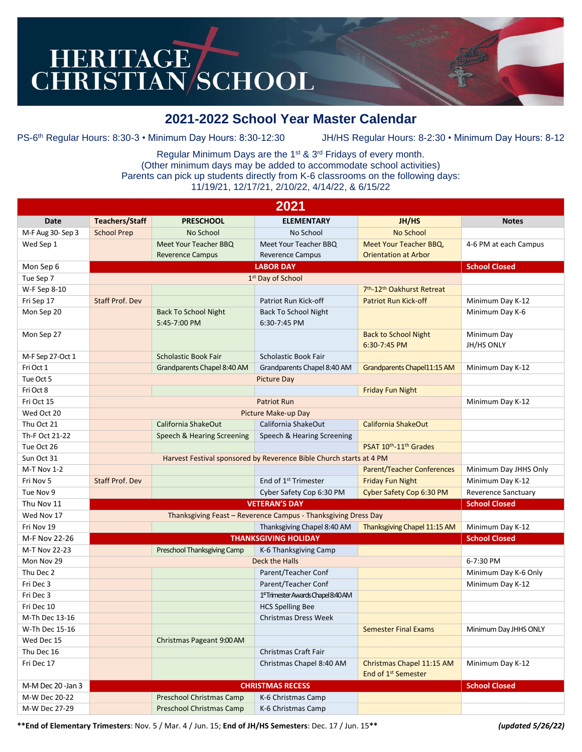# HERITAGE CHRISTIAN SCHOOL

## 2021-2022 School Year Master Calendar

PS-6th Regular Hours: 8:30-3 • Minimum Day Hours: 8:30-12:30 JH/HS Regular Hours: 8-2:30 • Minimum Day Hours: 8-12

Regular Minimum Days are the 1st & 3rd Fridays of every month.
(Other minimum days may be added to accommodate school activities)
Parents can pick up students directly from K-6 classrooms on the following days:
11/19/21, 12/17/21, 2/10/22, 4/14/22, & 6/15/22

| 2021 | | | | | |
|---|---|---|---|---|---|
| **Date** | **Teachers/Staff** | **PRESCHOOL** | **ELEMENTARY** | **JH/HS** | **Notes** |
| M-F Aug 30- Sep 3 | School Prep | No School | No School | No School | |
| Wed Sep 1 | | Meet Your Teacher BBQ Reverence Campus | Meet Your Teacher BBQ Reverence Campus | Meet Your Teacher BBQ, Orientation at Arbor | 4-6 PM at each Campus |
| Mon Sep 6 | **LABOR DAY** | | | | **School Closed** |
| Tue Sep 7 | 1st Day of School | | | | |
| W-F Sep 8-10 | | | | 7th-12th Oakhurst Retreat | |
| Fri Sep 17 | Staff Prof. Dev | | Patriot Run Kick-off | Patriot Run Kick-off | Minimum Day K-12 |
| Mon Sep 20 | | Back To School Night 5:45-7:00 PM | Back To School Night 6:30-7:45 PM | | Minimum Day K-6 |
| Mon Sep 27 | | | | Back to School Night 6:30-7:45 PM | Minimum Day JH/HS ONLY |
| M-F Sep 27-Oct 1 | | Scholastic Book Fair | Scholastic Book Fair | | |
| Fri Oct 1 | | Grandparents Chapel 8:40 AM | Grandparents Chapel 8:40 AM | Grandparents Chapel11:15 AM | Minimum Day K-12 |
| Tue Oct 5 | Picture Day | | | | |
| Fri Oct 8 | | | | Friday Fun Night | |
| Fri Oct 15 | Patriot Run | | | | Minimum Day K-12 |
| Wed Oct 20 | Picture Make-up Day | | | | |
| Thu Oct 21 | | California ShakeOut | California ShakeOut | California ShakeOut | |
| Th-F Oct 21-22 | | Speech & Hearing Screening | Speech & Hearing Screening | | |
| Tue Oct 26 | | | | PSAT 10th-11th Grades | |
| Sun Oct 31 | Harvest Festival sponsored by Reverence Bible Church starts at 4 PM | | | | |
| M-T Nov 1-2 | | | | Parent/Teacher Conferences | Minimum Day JHHS Only |
| Fri Nov 5 | Staff Prof. Dev | | End of 1st Trimester | Friday Fun Night | Minimum Day K-12 |
| Tue Nov 9 | | | Cyber Safety Cop 6:30 PM | Cyber Safety Cop 6:30 PM | Reverence Sanctuary |
| Thu Nov 11 | **VETERAN'S DAY** | | | | **School Closed** |
| Wed Nov 17 | Thanksgiving Feast – Reverence Campus - Thanksgiving Dress Day | | | | |
| Fri Nov 19 | | | Thanksgiving Chapel 8:40 AM | Thanksgiving Chapel 11:15 AM | Minimum Day K-12 |
| M-F Nov 22-26 | **THANKSGIVING HOLIDAY** | | | | **School Closed** |
| M-T Nov 22-23 | | Preschool Thanksgiving Camp | K-6 Thanksgiving Camp | | |
| Mon Nov 29 | Deck the Halls | | | | 6-7:30 PM |
| Thu Dec 2 | | | Parent/Teacher Conf | | Minimum Day K-6 Only |
| Fri Dec 3 | | | Parent/Teacher Conf | | Minimum Day K-12 |
| Fri Dec 3 | | | 1st Trimester Awards Chapel 8:40 AM | | |
| Fri Dec 10 | | | HCS Spelling Bee | | |
| M-Th Dec 13-16 | | | Christmas Dress Week | | |
| W-Th Dec 15-16 | | | | Semester Final Exams | Minimum Day JHHS ONLY |
| Wed Dec 15 | | Christmas Pageant 9:00 AM | | | |
| Thu Dec 16 | | | Christmas Craft Fair | | |
| Fri Dec 17 | | | Christmas Chapel 8:40 AM | Christmas Chapel 11:15 AM End of 1st Semester | Minimum Day K-12 |
| M-M Dec 20 -Jan 3 | **CHRISTMAS RECESS** | | | | **School Closed** |
| M-W Dec 20-22 | | Preschool Christmas Camp | K-6 Christmas Camp | | |
| M-W Dec 27-29 | | Preschool Christmas Camp | K-6 Christmas Camp | | |

**\*\*End of Elementary Trimesters**: Nov. 5 / Mar. 4 / Jun. 15; **End of JH/HS Semesters**: Dec. 17 / Jun. 15**\*\*** ***(updated 5/26/22)***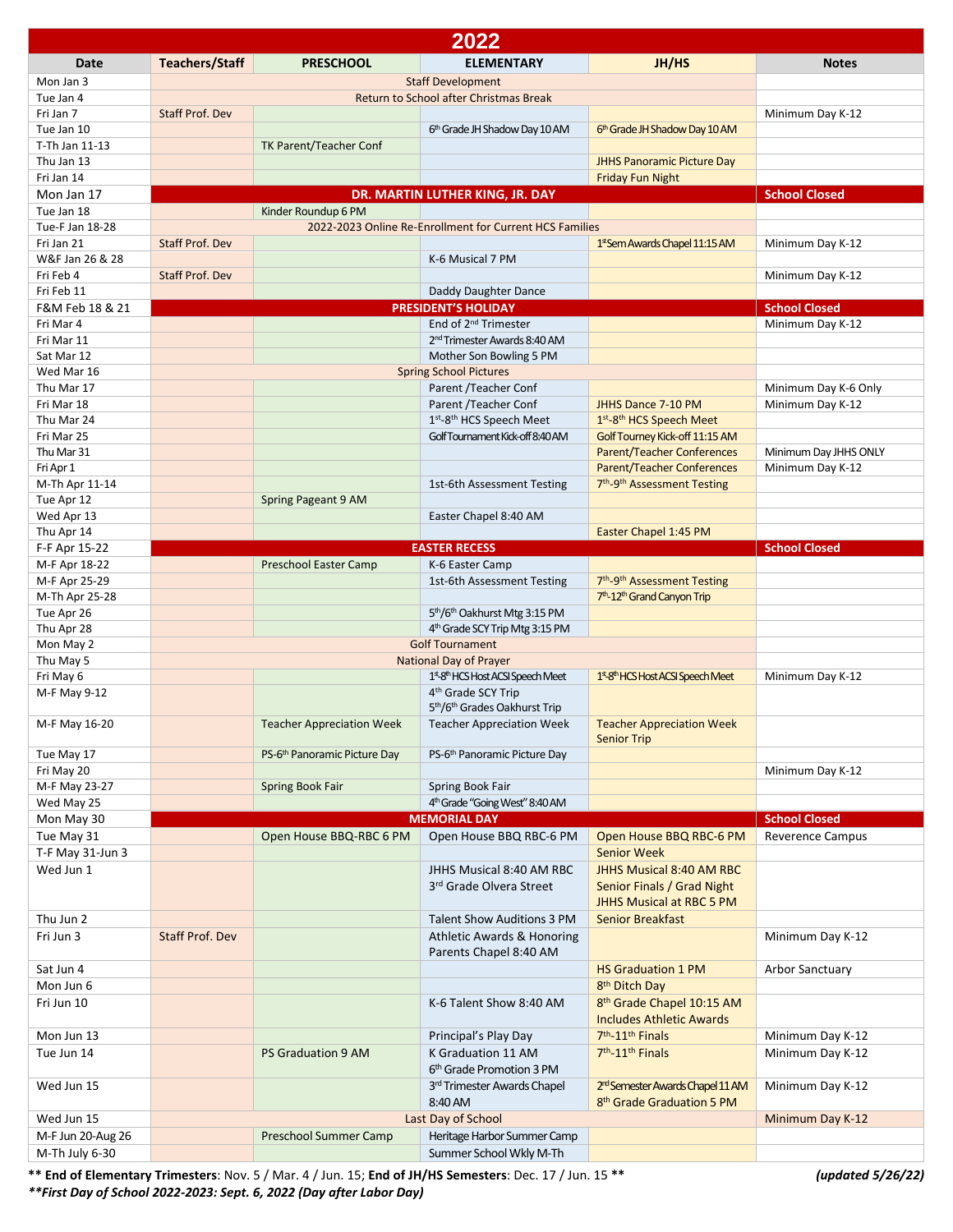# 2022

| Date | Teachers/Staff | PRESCHOOL | ELEMENTARY | JH/HS | Notes |
|---|---|---|---|---|---|
| Mon Jan 3 | Staff Development | | | | |
| Tue Jan 4 | Return to School after Christmas Break | | | | |
| Fri Jan 7 | Staff Prof. Dev | | | | Minimum Day K-12 |
| Tue Jan 10 | | | 6th Grade JH Shadow Day 10 AM | 6th Grade JH Shadow Day 10 AM | |
| T-Th Jan 11-13 | | TK Parent/Teacher Conf | | | |
| Thu Jan 13 | | | | JHHS Panoramic Picture Day | |
| Fri Jan 14 | | | | Friday Fun Night | |
| Mon Jan 17 | **DR. MARTIN LUTHER KING, JR. DAY** | | | | **School Closed** |
| Tue Jan 18 | | Kinder Roundup 6 PM | | | |
| Tue-F Jan 18-28 | 2022-2023 Online Re-Enrollment for Current HCS Families | | | | |
| Fri Jan 21 | Staff Prof. Dev | | | 1st Sem Awards Chapel 11:15 AM | Minimum Day K-12 |
| W&F Jan 26 & 28 | | | K-6 Musical 7 PM | | |
| Fri Feb 4 | Staff Prof. Dev | | | | Minimum Day K-12 |
| Fri Feb 11 | | | Daddy Daughter Dance | | |
| F&M Feb 18 & 21 | **PRESIDENT'S HOLIDAY** | | | | **School Closed** |
| Fri Mar 4 | | | End of 2nd Trimester | | Minimum Day K-12 |
| Fri Mar 11 | | | 2nd Trimester Awards 8:40 AM | | |
| Sat Mar 12 | | | Mother Son Bowling 5 PM | | |
| Wed Mar 16 | Spring School Pictures | | | | |
| Thu Mar 17 | | | Parent /Teacher Conf | | Minimum Day K-6 Only |
| Fri Mar 18 | | | Parent /Teacher Conf | JHHS Dance 7-10 PM | Minimum Day K-12 |
| Thu Mar 24 | | | 1st-8th HCS Speech Meet | 1st-8th HCS Speech Meet | |
| Fri Mar 25 | | | Golf Tournament Kick-off 8:40 AM | Golf Tourney Kick-off 11:15 AM | |
| Thu Mar 31 | | | | Parent/Teacher Conferences | Minimum Day JHHS ONLY |
| Fri Apr 1 | | | | Parent/Teacher Conferences | Minimum Day K-12 |
| M-Th Apr 11-14 | | | 1st-6th Assessment Testing | 7th-9th Assessment Testing | |
| Tue Apr 12 | | Spring Pageant 9 AM | | | |
| Wed Apr 13 | | | Easter Chapel 8:40 AM | | |
| Thu Apr 14 | | | | Easter Chapel 1:45 PM | |
| F-F Apr 15-22 | **EASTER RECESS** | | | | **School Closed** |
| M-F Apr 18-22 | | Preschool Easter Camp | K-6 Easter Camp | | |
| M-F Apr 25-29 | | | 1st-6th Assessment Testing | 7th-9th Assessment Testing | |
| M-Th Apr 25-28 | | | | 7th-12th Grand Canyon Trip | |
| Tue Apr 26 | | | 5th/6th Oakhurst Mtg 3:15 PM | | |
| Thu Apr 28 | | | 4th Grade SCY Trip Mtg 3:15 PM | | |
| Mon May 2 | Golf Tournament | | | | |
| Thu May 5 | National Day of Prayer | | | | |
| Fri May 6 | | | 1st-8th HCS Host ACSI Speech Meet | 1st-8th HCS Host ACSI Speech Meet | Minimum Day K-12 |
| M-F May 9-12 | | | 4th Grade SCY Trip<br>5th/6th Grades Oakhurst Trip | | |
| M-F May 16-20 | | Teacher Appreciation Week | Teacher Appreciation Week | Teacher Appreciation Week<br>Senior Trip | |
| Tue May 17 | | PS-6th Panoramic Picture Day | PS-6th Panoramic Picture Day | | |
| Fri May 20 | | | | | Minimum Day K-12 |
| M-F May 23-27 | | Spring Book Fair | Spring Book Fair | | |
| Wed May 25 | | | 4th Grade "Going West" 8:40 AM | | |
| Mon May 30 | **MEMORIAL DAY** | | | | **School Closed** |
| Tue May 31 | | Open House BBQ-RBC 6 PM | Open House BBQ RBC-6 PM | Open House BBQ RBC-6 PM | Reverence Campus |
| T-F May 31-Jun 3 | | | | Senior Week | |
| Wed Jun 1 | | | JHHS Musical 8:40 AM RBC<br>3rd Grade Olvera Street | JHHS Musical 8:40 AM RBC<br>Senior Finals / Grad Night<br>JHHS Musical at RBC 5 PM | |
| Thu Jun 2 | | | Talent Show Auditions 3 PM | Senior Breakfast | |
| Fri Jun 3 | Staff Prof. Dev | | Athletic Awards & Honoring Parents Chapel 8:40 AM | | Minimum Day K-12 |
| Sat Jun 4 | | | | HS Graduation 1 PM | Arbor Sanctuary |
| Mon Jun 6 | | | | 8th Ditch Day | |
| Fri Jun 10 | | | K-6 Talent Show 8:40 AM | 8th Grade Chapel 10:15 AM<br>Includes Athletic Awards | |
| Mon Jun 13 | | | Principal's Play Day | 7th-11th Finals | Minimum Day K-12 |
| Tue Jun 14 | | PS Graduation 9 AM | K Graduation 11 AM<br>6th Grade Promotion 3 PM | 7th-11th Finals | Minimum Day K-12 |
| Wed Jun 15 | | | 3rd Trimester Awards Chapel 8:40 AM | 2nd Semester Awards Chapel 11 AM<br>8th Grade Graduation 5 PM | Minimum Day K-12 |
| Wed Jun 15 | Last Day of School | | | | Minimum Day K-12 |
| M-F Jun 20-Aug 26 | | Preschool Summer Camp | Heritage Harbor Summer Camp | | |
| M-Th July 6-30 | | | Summer School Wkly M-Th | | |

**\*\* End of Elementary Trimesters**: Nov. 5 / Mar. 4 / Jun. 15; **End of JH/HS Semesters**: Dec. 17 / Jun. 15 **\*\*** ***(updated 5/26/22)***

***\*\*First Day of School 2022-2023: Sept. 6, 2022 (Day after Labor Day)***